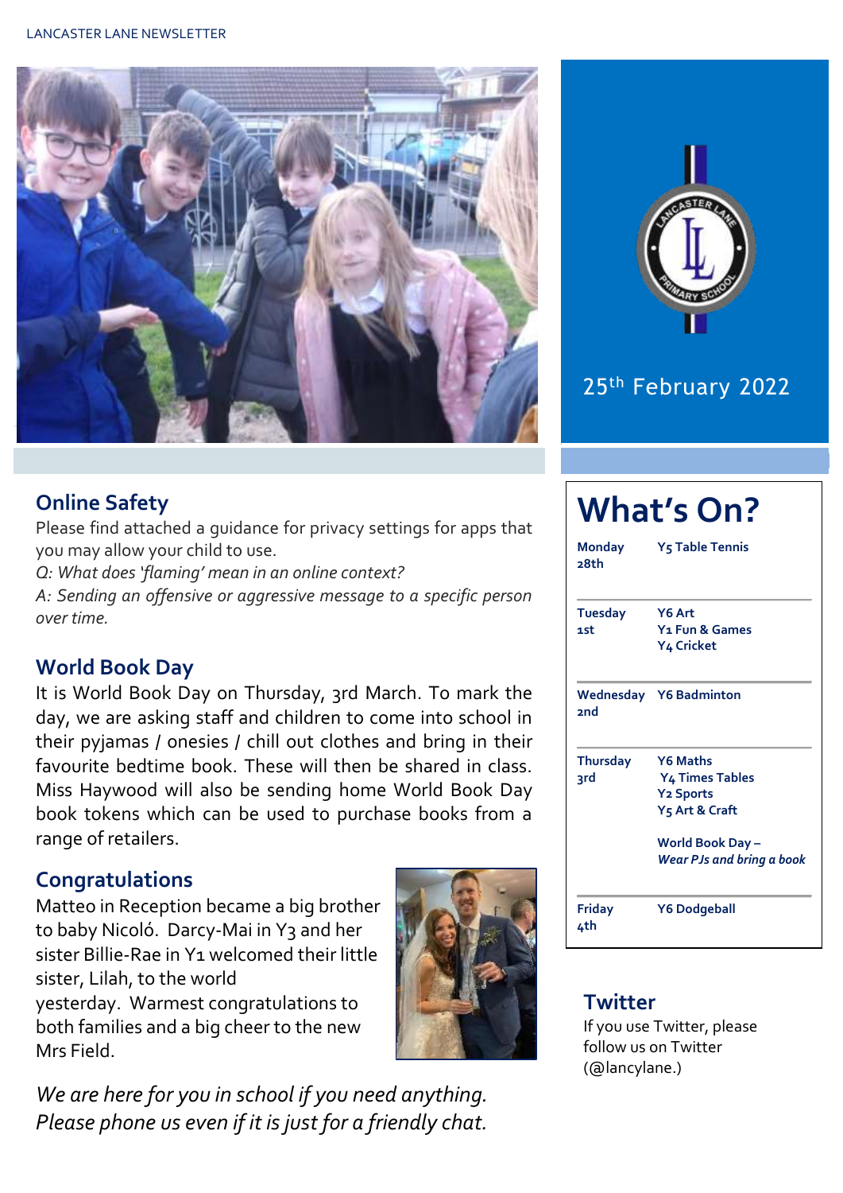# Lancaster Lane Newsletter

25th February 2022

## Online Safety

Please find attached a guidance for privacy settings for apps that you may allow your child to use.

*Q: What does 'flaming' mean in an online context?*

*A: Sending an offensive or aggressive message to a specific person over time.*

## World Book Day

It is World Book Day on Thursday, 3rd March. To mark the day, we are asking staff and children to come into school in their pyjamas / onesies / chill out clothes and bring in their favourite bedtime book. These will then be shared in class. Miss Haywood will also be sending home World Book Day book tokens which can be used to purchase books from a range of retailers.

## Congratulations

Matteo in Reception became a big brother to baby Nicoló. Darcy-Mai in Y3 and her sister Billie-Rae in Y1 welcomed their little sister, Lilah, to the world yesterday. Warmest congratulations to both families and a big cheer to the new Mrs Field.

*We are here for you in school if you need anything. Please phone us even if it is just for a friendly chat.*

## What's On?

| Day | Activities |
|---|---|
| **Monday 28th** | **Y5 Table Tennis** |
| **Tuesday 1st** | **Y6 Art**<br>**Y1 Fun & Games**<br>**Y4 Cricket** |
| **Wednesday 2nd** | **Y6 Badminton** |
| **Thursday 3rd** | **Y6 Maths**<br>**Y4 Times Tables**<br>**Y2 Sports**<br>**Y5 Art & Craft**<br><br>**World Book Day –** ***Wear PJs and bring a book*** |
| **Friday 4th** | **Y6 Dodgeball** |

## Twitter

If you use Twitter, please follow us on Twitter (@lancylane.)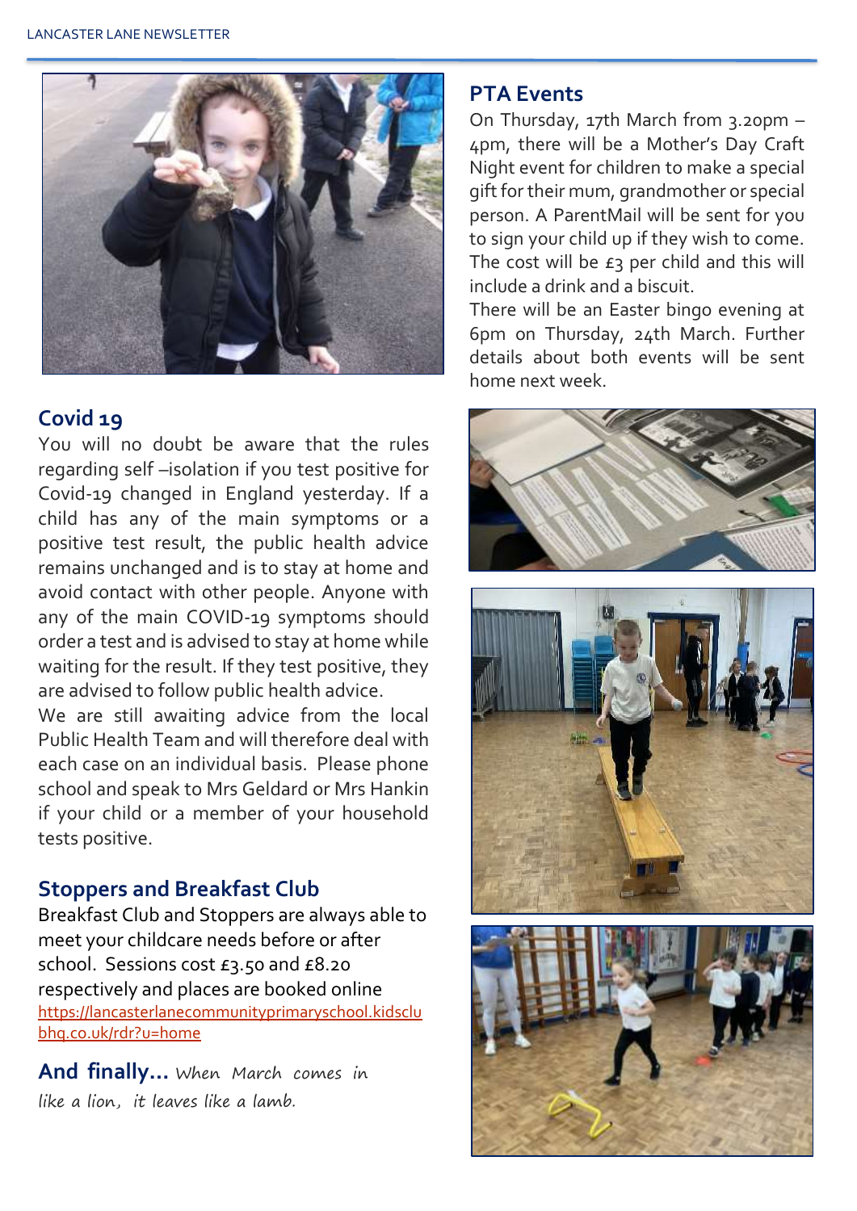## Covid 19

You will no doubt be aware that the rules regarding self –isolation if you test positive for Covid-19 changed in England yesterday. If a child has any of the main symptoms or a positive test result, the public health advice remains unchanged and is to stay at home and avoid contact with other people. Anyone with any of the main COVID-19 symptoms should order a test and is advised to stay at home while waiting for the result. If they test positive, they are advised to follow public health advice.

We are still awaiting advice from the local Public Health Team and will therefore deal with each case on an individual basis. Please phone school and speak to Mrs Geldard or Mrs Hankin if your child or a member of your household tests positive.

## Stoppers and Breakfast Club

Breakfast Club and Stoppers are always able to meet your childcare needs before or after school. Sessions cost £3.50 and £8.20 respectively and places are booked online https://lancasterlanecommunityprimaryschool.kidsclubhq.co.uk/rdr?u=home

**And finally…** *When March comes in like a lion, it leaves like a lamb.*

## PTA Events

On Thursday, 17th March from 3.20pm – 4pm, there will be a Mother's Day Craft Night event for children to make a special gift for their mum, grandmother or special person. A ParentMail will be sent for you to sign your child up if they wish to come. The cost will be £3 per child and this will include a drink and a biscuit.

There will be an Easter bingo evening at 6pm on Thursday, 24th March. Further details about both events will be sent home next week.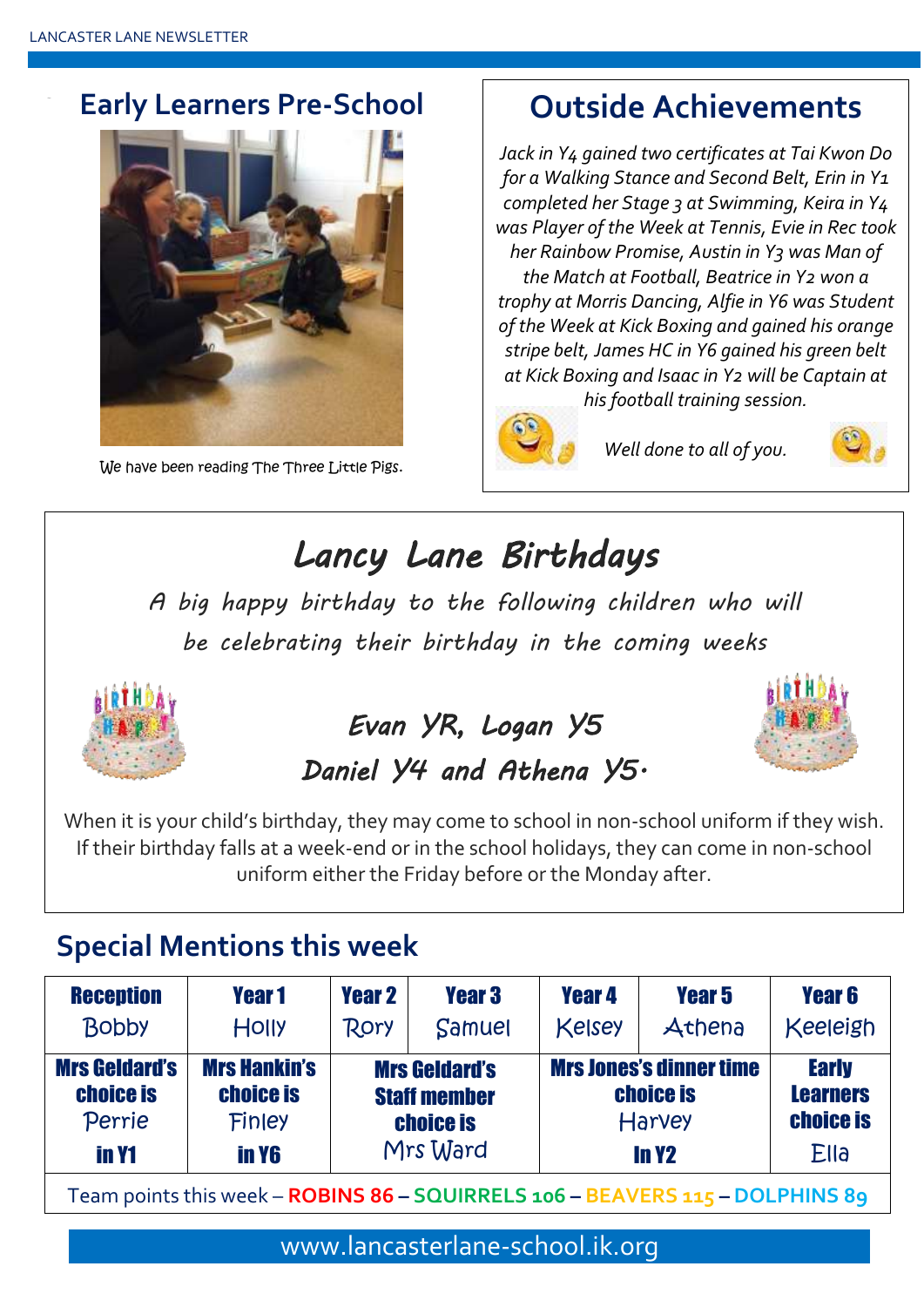## Early Learners Pre-School

We have been reading The Three Little Pigs.

## Outside Achievements

*Jack in Y4 gained two certificates at Tai Kwon Do for a Walking Stance and Second Belt, Erin in Y1 completed her Stage 3 at Swimming, Keira in Y4 was Player of the Week at Tennis, Evie in Rec took her Rainbow Promise, Austin in Y3 was Man of the Match at Football, Beatrice in Y2 won a trophy at Morris Dancing, Alfie in Y6 was Student of the Week at Kick Boxing and gained his orange stripe belt, James HC in Y6 gained his green belt at Kick Boxing and Isaac in Y2 will be Captain at his football training session.*

*Well done to all of you.*

## Lancy Lane Birthdays

*A big happy birthday to the following children who will be celebrating their birthday in the coming weeks*

*Evan YR, Logan Y5*
*Daniel Y4 and Athena Y5.*

When it is your child's birthday, they may come to school in non-school uniform if they wish. If their birthday falls at a week-end or in the school holidays, they can come in non-school uniform either the Friday before or the Monday after.

## Special Mentions this week

| Reception | Year 1 | Year 2 | Year 3 | Year 4 | Year 5 | Year 6 |
|---|---|---|---|---|---|---|
| Bobby | Holly | Rory | Samuel | Kelsey | Athena | Keeleigh |
| **Mrs Geldard's choice is** Perrie **in Y1** | **Mrs Hankin's choice is** Finley **in Y6** | **Mrs Geldard's Staff member choice is** Mrs Ward | | **Mrs Jones's dinner time choice is** Harvey **In Y2** | | **Early Learners choice is** Ella |

Team points this week – **ROBINS 86** – **SQUIRRELS 106** – **BEAVERS 115** – **DOLPHINS 89**

www.lancasterlane-school.ik.org